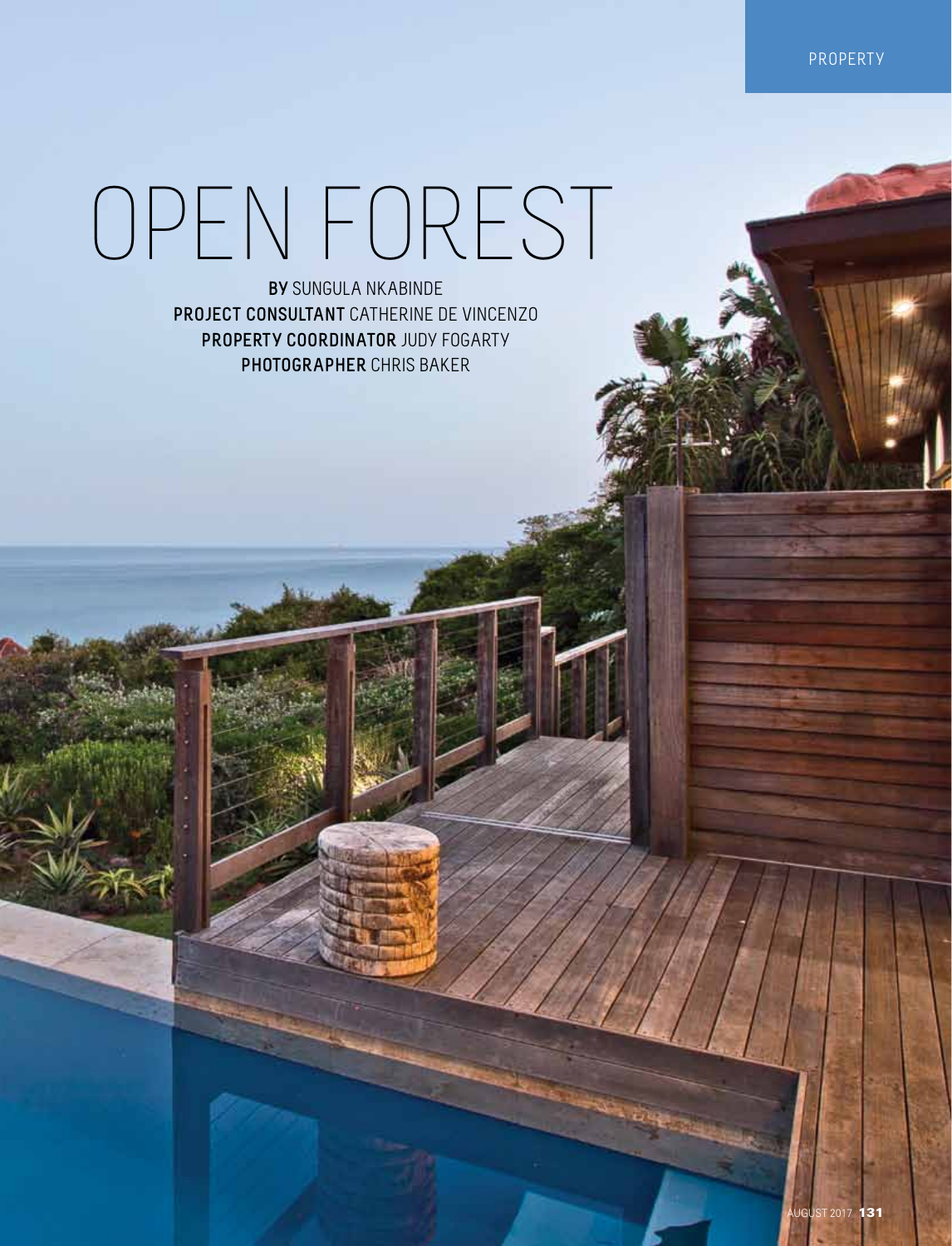# OPEN FOREST

**BY** SUNGULA NKABINDE
**PROJECT CONSULTANT** CATHERINE DE VINCENZO
**PROPERTY COORDINATOR** JUDY FOGARTY
**PHOTOGRAPHER** CHRIS BAKER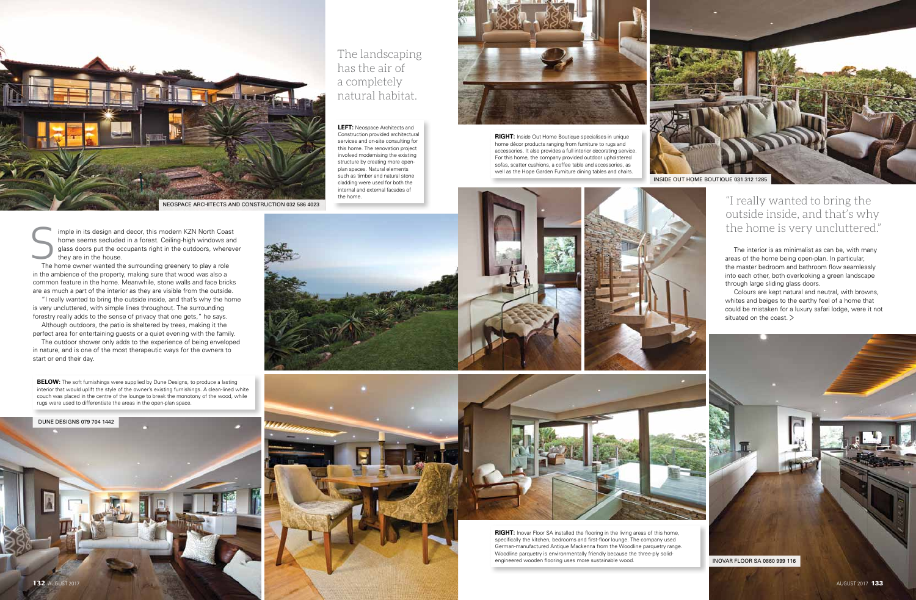The landscaping has the air of a completely natural habitat.

**LEFT:** Neospace Architects and Construction provided architectural services and on-site consulting for this home. The renovation project involved modernising the existing structure by creating more open-plan spaces. Natural elements such as timber and natural stone cladding were used for both the internal and external facades of the home.

NEOSPACE ARCHITECTS AND CONSTRUCTION 032 586 4023

Simple in its design and decor, this modern KZN North Coast home seems secluded in a forest. Ceiling-high windows and glass doors put the occupants right in the outdoors, wherever they are in the house.

The home owner wanted the surrounding greenery to play a role in the ambience of the property, making sure that wood was also a common feature in the home. Meanwhile, stone walls and face bricks are as much a part of the interior as they are visible from the outside.

"I really wanted to bring the outside inside, and that's why the home is very uncluttered, with simple lines throughout. The surrounding forestry really adds to the sense of privacy that one gets," he says.

Although outdoors, the patio is sheltered by trees, making it the perfect area for entertaining guests or a quiet evening with the family.

The outdoor shower only adds to the experience of being enveloped in nature, and is one of the most therapeutic ways for the owners to start or end their day.

**BELOW:** The soft furnishings were supplied by Dune Designs, to produce a lasting interior that would uplift the style of the owner's existing furnishings. A clean-lined white couch was placed in the centre of the lounge to break the monotony of the wood, while rugs were used to differentiate the areas in the open-plan space.

DUNE DESIGNS 079 704 1442

**RIGHT:** Inside Out Home Boutique specialises in unique home décor products ranging from furniture to rugs and accessories. It also provides a full interior decorating service. For this home, the company provided outdoor upholstered sofas, scatter cushions, a coffee table and accessories, as well as the Hope Garden Furniture dining tables and chairs.

INSIDE OUT HOME BOUTIQUE 031 312 1285

"I really wanted to bring the outside inside, and that's why the home is very uncluttered."

The interior is as minimalist as can be, with many areas of the home being open-plan. In particular, the master bedroom and bathroom flow seamlessly into each other, both overlooking a green landscape through large sliding glass doors.

Colours are kept natural and neutral, with browns, whites and beiges to the earthy feel of a home that could be mistaken for a luxury safari lodge, were it not situated on the coast. >

**RIGHT:** Inovar Floor SA installed the flooring in the living areas of this home, specifically the kitchen, bedrooms and first-floor lounge. The company used German-manufactured Antique Mackenna from the Woodline parquetry range. Woodline parquetry is environmentally friendly because the three-ply solid-engineered wooden flooring uses more sustainable wood.

INOVAR FLOOR SA 0860 999 116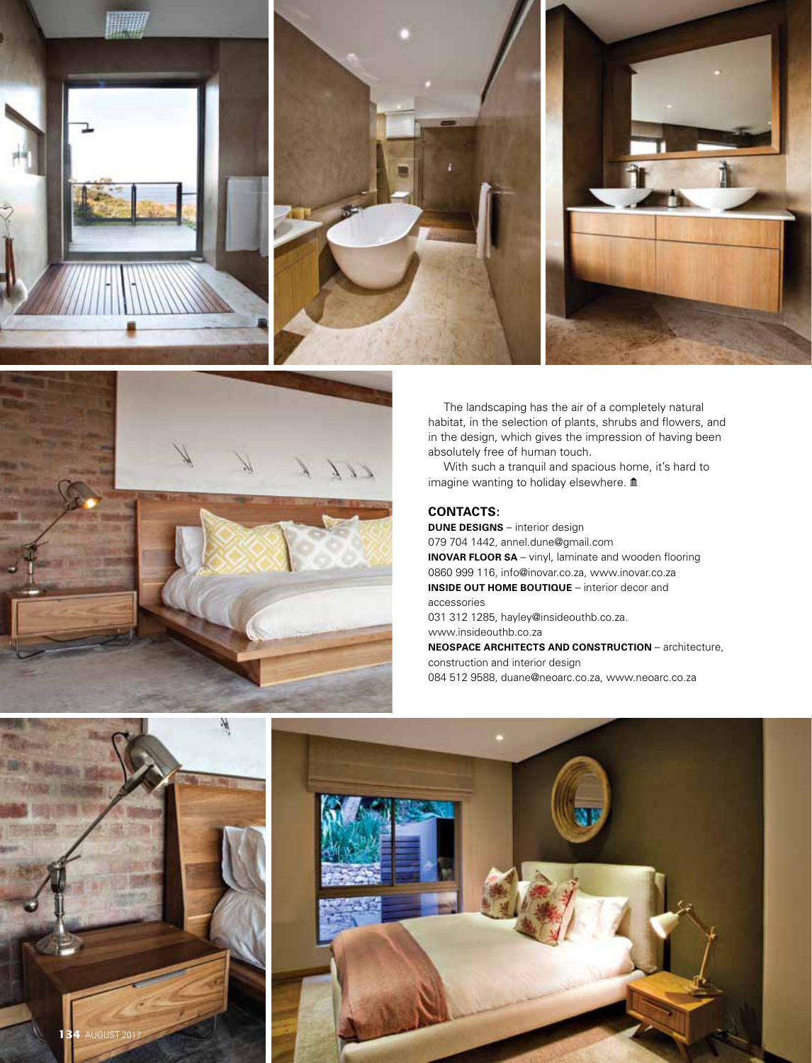The landscaping has the air of a completely natural habitat, in the selection of plants, shrubs and flowers, and in the design, which gives the impression of having been absolutely free of human touch.

With such a tranquil and spacious home, it's hard to imagine wanting to holiday elsewhere.

## CONTACTS:

**DUNE DESIGNS** – interior design
079 704 1442, annel.dune@gmail.com

**INOVAR FLOOR SA** – vinyl, laminate and wooden flooring
0860 999 116, info@inovar.co.za, www.inovar.co.za

**INSIDE OUT HOME BOUTIQUE** – interior decor and accessories
031 312 1285, hayley@insideouthb.co.za.
www.insideouthb.co.za

**NEOSPACE ARCHITECTS AND CONSTRUCTION** – architecture, construction and interior design
084 512 9588, duane@neoarc.co.za, www.neoarc.co.za